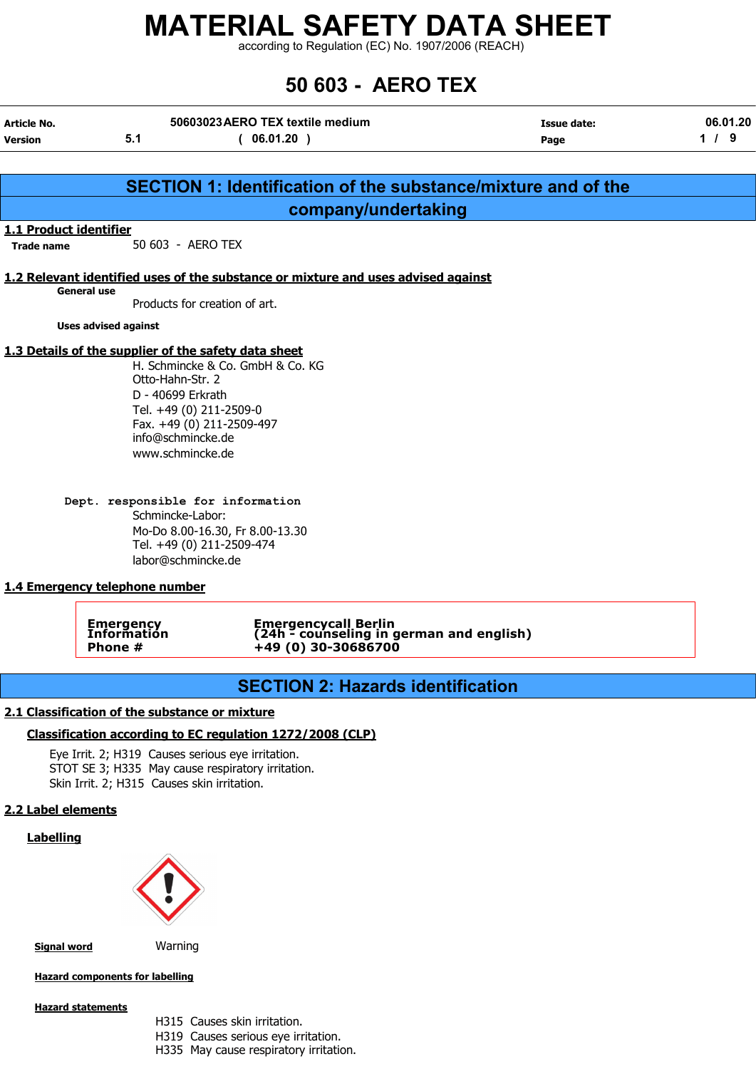# MATERIAL SAFETY DATA SHEET

according to Regulation (EC) No. 1907/2006 (REACH)

# 50 603 - AERO TEX

| Article No. | 50603023 AERO TEX textile medium | Issue date: | 06.01.20 |
|---|---|---|---|
| Version | 5.1 ( 06.01.20 ) | Page | 1 / 9 |

## SECTION 1: Identification of the substance/mixture and of the company/undertaking

### 1.1 Product identifier

**Trade name** 50 603 - AERO TEX

### 1.2 Relevant identified uses of the substance or mixture and uses advised against

**General use**

Products for creation of art.

**Uses advised against**

### 1.3 Details of the supplier of the safety data sheet

H. Schmincke & Co. GmbH & Co. KG
Otto-Hahn-Str. 2
D - 40699 Erkrath
Tel. +49 (0) 211-2509-0
Fax. +49 (0) 211-2509-497
info@schmincke.de
www.schmincke.de

**Dept. responsible for information**

Schmincke-Labor:
Mo-Do 8.00-16.30, Fr 8.00-13.30
Tel. +49 (0) 211-2509-474
labor@schmincke.de

### 1.4 Emergency telephone number

| | |
|---|---|
| **Emergency Information Phone #** | **Emergencycall Berlin (24h - counseling in german and english) +49 (0) 30-30686700** |

## SECTION 2: Hazards identification

### 2.1 Classification of the substance or mixture

**Classification according to EC regulation 1272/2008 (CLP)**

Eye Irrit. 2; H319 Causes serious eye irritation.
STOT SE 3; H335 May cause respiratory irritation.
Skin Irrit. 2; H315 Causes skin irritation.

### 2.2 Label elements

**Labelling**

**Signal word** Warning

**Hazard components for labelling**

**Hazard statements**

H315 Causes skin irritation.
H319 Causes serious eye irritation.
H335 May cause respiratory irritation.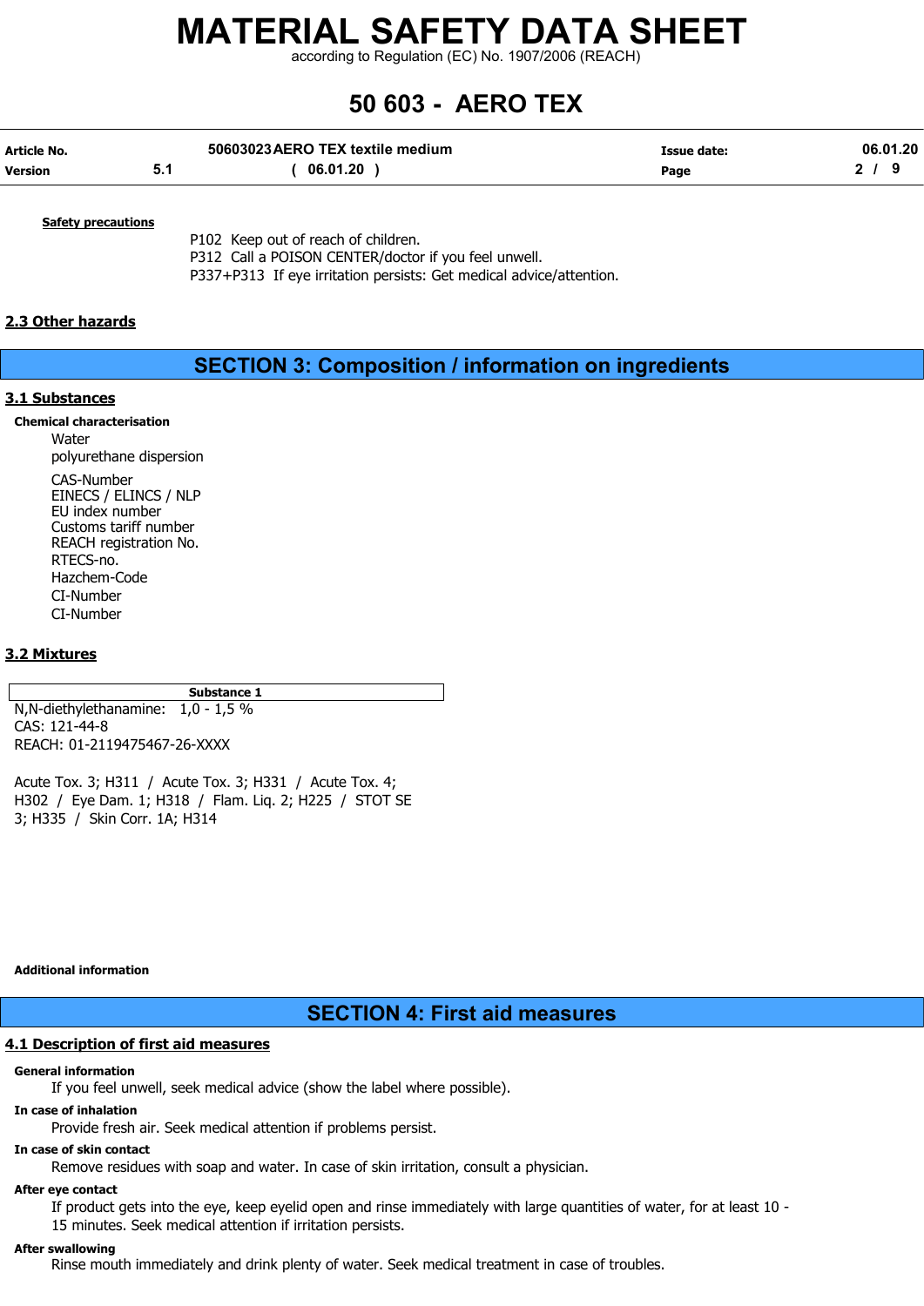**Safety precautions**

P102 Keep out of reach of children.
P312 Call a POISON CENTER/doctor if you feel unwell.
P337+P313 If eye irritation persists: Get medical advice/attention.

## 2.3 Other hazards

# SECTION 3: Composition / information on ingredients

## 3.1 Substances

**Chemical characterisation**

Water
polyurethane dispersion

CAS-Number
EINECS / ELINCS / NLP
EU index number
Customs tariff number
REACH registration No.
RTECS-no.
Hazchem-Code
CI-Number
CI-Number

## 3.2 Mixtures

| Substance 1 |
|---|
| N,N-diethylethanamine: 1,0 - 1,5 %<br>CAS: 121-44-8<br>REACH: 01-2119475467-26-XXXX<br><br>Acute Tox. 3; H311 / Acute Tox. 3; H331 / Acute Tox. 4; H302 / Eye Dam. 1; H318 / Flam. Liq. 2; H225 / STOT SE 3; H335 / Skin Corr. 1A; H314 |

**Additional information**

# SECTION 4: First aid measures

## 4.1 Description of first aid measures

**General information**

If you feel unwell, seek medical advice (show the label where possible).

**In case of inhalation**

Provide fresh air. Seek medical attention if problems persist.

**In case of skin contact**

Remove residues with soap and water. In case of skin irritation, consult a physician.

**After eye contact**

If product gets into the eye, keep eyelid open and rinse immediately with large quantities of water, for at least 10 - 15 minutes. Seek medical attention if irritation persists.

**After swallowing**

Rinse mouth immediately and drink plenty of water. Seek medical treatment in case of troubles.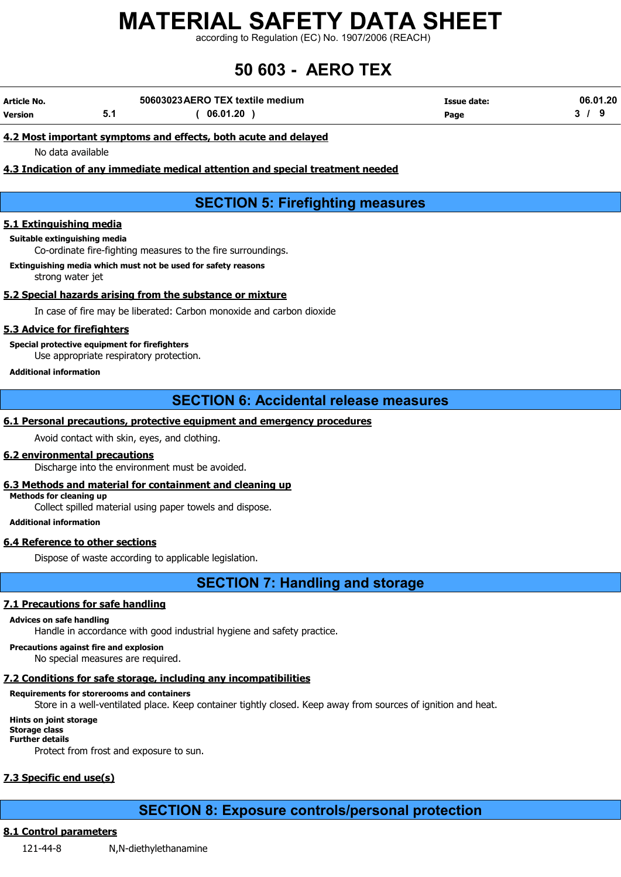### 4.2 Most important symptoms and effects, both acute and delayed

No data available

### 4.3 Indication of any immediate medical attention and special treatment needed

## SECTION 5: Firefighting measures

### 5.1 Extinguishing media

**Suitable extinguishing media**

Co-ordinate fire-fighting measures to the fire surroundings.

**Extinguishing media which must not be used for safety reasons**

strong water jet

### 5.2 Special hazards arising from the substance or mixture

In case of fire may be liberated: Carbon monoxide and carbon dioxide

### 5.3 Advice for firefighters

**Special protective equipment for firefighters**

Use appropriate respiratory protection.

**Additional information**

## SECTION 6: Accidental release measures

### 6.1 Personal precautions, protective equipment and emergency procedures

Avoid contact with skin, eyes, and clothing.

### 6.2 environmental precautions

Discharge into the environment must be avoided.

### 6.3 Methods and material for containment and cleaning up

**Methods for cleaning up**

Collect spilled material using paper towels and dispose.

**Additional information**

### 6.4 Reference to other sections

Dispose of waste according to applicable legislation.

## SECTION 7: Handling and storage

### 7.1 Precautions for safe handling

**Advices on safe handling**

Handle in accordance with good industrial hygiene and safety practice.

**Precautions against fire and explosion**

No special measures are required.

### 7.2 Conditions for safe storage, including any incompatibilities

**Requirements for storerooms and containers**

Store in a well-ventilated place. Keep container tightly closed. Keep away from sources of ignition and heat.

**Hints on joint storage**

**Storage class**

**Further details**

Protect from frost and exposure to sun.

### 7.3 Specific end use(s)

## SECTION 8: Exposure controls/personal protection

### 8.1 Control parameters

121-44-8 N,N-diethylethanamine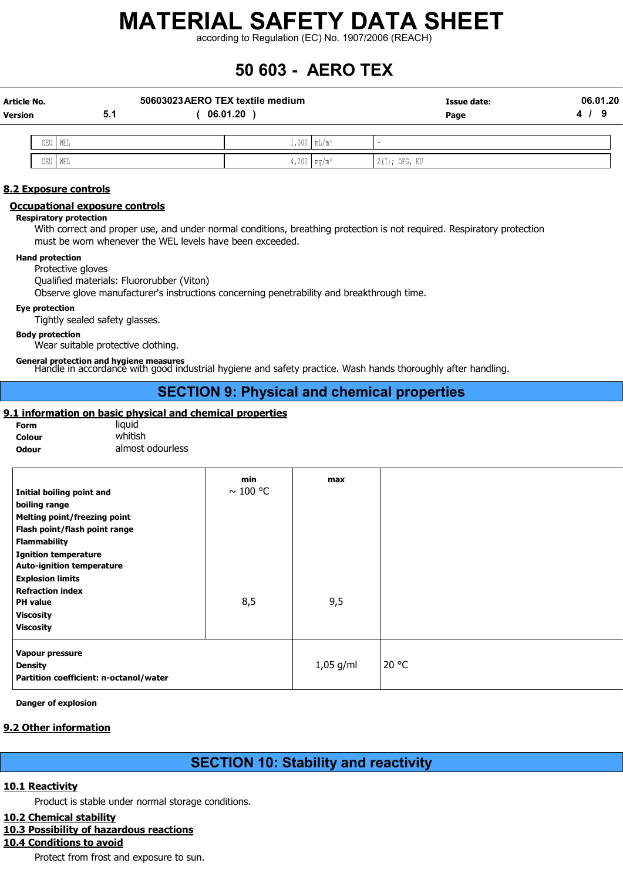| DEU | WEL | 1,000 | mL/m³ | - |
|---|---|---|---|---|
| DEU | WEL | 4,200 | mg/m³ | 2(I); DFG, EU |

## 8.2 Exposure controls

### Occupational exposure controls

**Respiratory protection**

With correct and proper use, and under normal conditions, breathing protection is not required. Respiratory protection must be worn whenever the WEL levels have been exceeded.

**Hand protection**

Protective gloves
Qualified materials: Fluororubber (Viton)
Observe glove manufacturer's instructions concerning penetrability and breakthrough time.

**Eye protection**

Tightly sealed safety glasses.

**Body protection**

Wear suitable protective clothing.

**General protection and hygiene measures**

Handle in accordance with good industrial hygiene and safety practice. Wash hands thoroughly after handling.

# SECTION 9: Physical and chemical properties

## 9.1 information on basic physical and chemical properties

**Form** liquid
**Colour** whitish
**Odour** almost odourless

| | min | max | |
|---|---|---|---|
| **Initial boiling point and boiling range** | ~ 100 °C | | |
| **Melting point/freezing point** | | | |
| **Flash point/flash point range** | | | |
| **Flammability** | | | |
| **Ignition temperature** | | | |
| **Auto-ignition temperature** | | | |
| **Explosion limits** | | | |
| **Refraction index** | | | |
| **PH value** | 8,5 | 9,5 | |
| **Viscosity** | | | |
| **Viscosity** | | | |
| **Vapour pressure** | | | |
| **Density** | | 1,05 g/ml | 20 °C |
| **Partition coefficient: n-octanol/water** | | | |

**Danger of explosion**

## 9.2 Other information

# SECTION 10: Stability and reactivity

## 10.1 Reactivity

Product is stable under normal storage conditions.

## 10.2 Chemical stability

## 10.3 Possibility of hazardous reactions

## 10.4 Conditions to avoid

Protect from frost and exposure to sun.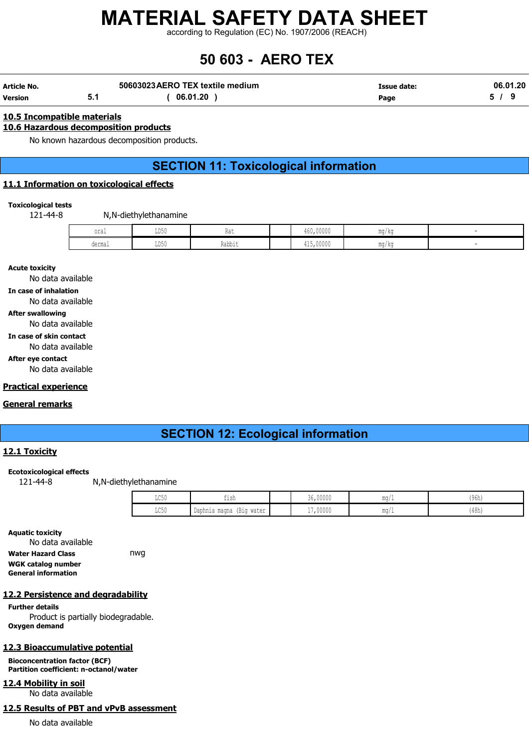#### 10.5 Incompatible materials

#### 10.6 Hazardous decomposition products

No known hazardous decomposition products.

## SECTION 11: Toxicological information

### 11.1 Information on toxicological effects

**Toxicological tests**

121-44-8 N,N-diethylethanamine

| | | | | | | |
|---|---|---|---|---|---|---|
| oral | LD50 | Rat | | 460,00000 | mg/kg | - |
| dermal | LD50 | Rabbit | | 415,00000 | mg/kg | - |

**Acute toxicity**

No data available

**In case of inhalation**

No data available

**After swallowing**

No data available

**In case of skin contact**

No data available

**After eye contact**

No data available

### Practical experience

### General remarks

## SECTION 12: Ecological information

### 12.1 Toxicity

**Ecotoxicological effects**

121-44-8 N,N-diethylethanamine

| | | | | | |
|---|---|---|---|---|---|
| LC50 | fish | | 36,00000 | mg/l | (96h) |
| LC50 | Daphnia magna (Big water | | 17,00000 | mg/l | (48h) |

**Aquatic toxicity**

No data available

**Water Hazard Class** nwg

**WGK catalog number**

**General information**

### 12.2 Persistence and degradability

**Further details**

Product is partially biodegradable.

**Oxygen demand**

### 12.3 Bioaccumulative potential

**Bioconcentration factor (BCF)**

**Partition coefficient: n-octanol/water**

### 12.4 Mobility in soil

No data available

### 12.5 Results of PBT and vPvB assessment

No data available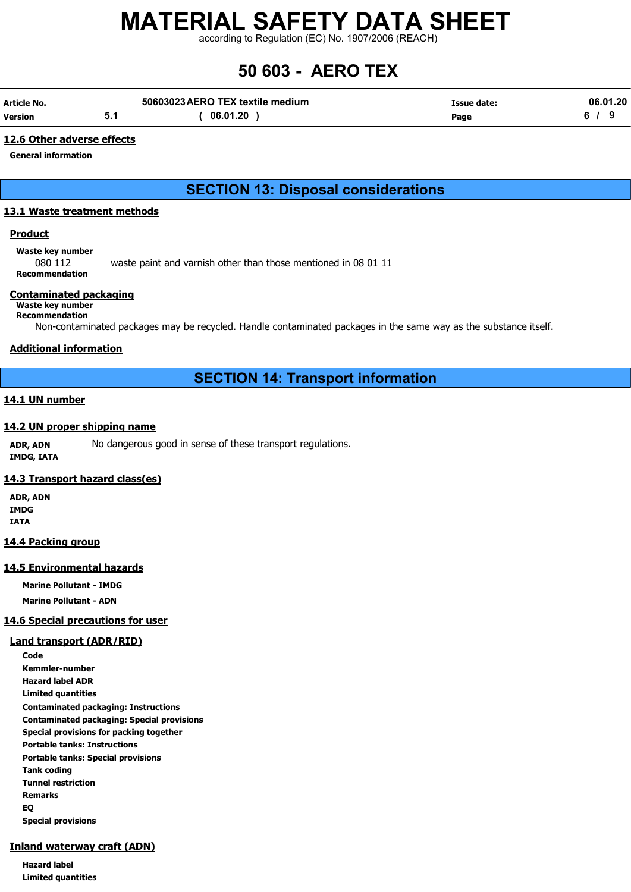### 12.6 Other adverse effects

**General information**

## SECTION 13: Disposal considerations

### 13.1 Waste treatment methods

**Product**

**Waste key number**

080 112 waste paint and varnish other than those mentioned in 08 01 11

**Recommendation**

**Contaminated packaging**

**Waste key number**

**Recommendation**

Non-contaminated packages may be recycled. Handle contaminated packages in the same way as the substance itself.

**Additional information**

## SECTION 14: Transport information

### 14.1 UN number

### 14.2 UN proper shipping name

**ADR, ADN** No dangerous good in sense of these transport regulations.

**IMDG, IATA**

### 14.3 Transport hazard class(es)

**ADR, ADN**

**IMDG**

**IATA**

### 14.4 Packing group

### 14.5 Environmental hazards

**Marine Pollutant - IMDG**

**Marine Pollutant - ADN**

### 14.6 Special precautions for user

**Land transport (ADR/RID)**

**Code**

**Kemmler-number**

**Hazard label ADR**

**Limited quantities**

**Contaminated packaging: Instructions**

**Contaminated packaging: Special provisions**

**Special provisions for packing together**

**Portable tanks: Instructions**

**Portable tanks: Special provisions**

**Tank coding**

**Tunnel restriction**

**Remarks**

**EQ**

**Special provisions**

**Inland waterway craft (ADN)**

**Hazard label**

**Limited quantities**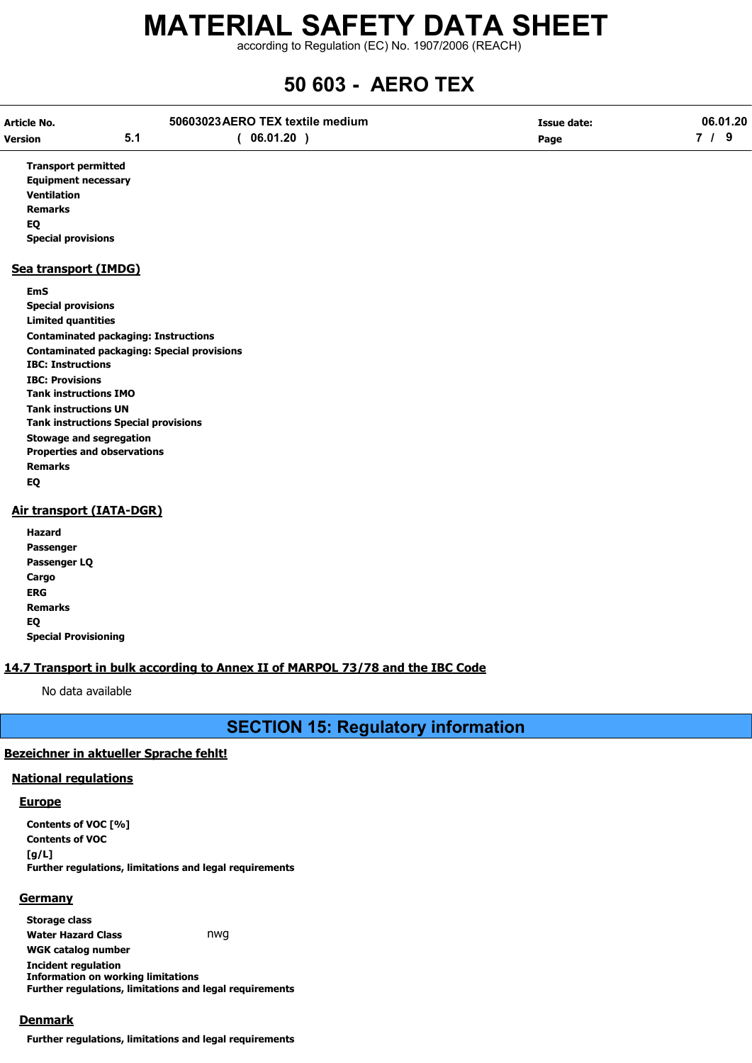**Transport permitted**
**Equipment necessary**
**Ventilation**
**Remarks**
**EQ**
**Special provisions**

### Sea transport (IMDG)

**EmS**
**Special provisions**
**Limited quantities**
**Contaminated packaging: Instructions**
**Contaminated packaging: Special provisions**
**IBC: Instructions**
**IBC: Provisions**
**Tank instructions IMO**
**Tank instructions UN**
**Tank instructions Special provisions**
**Stowage and segregation**
**Properties and observations**
**Remarks**
**EQ**

### Air transport (IATA-DGR)

**Hazard**
**Passenger**
**Passenger LQ**
**Cargo**
**ERG**
**Remarks**
**EQ**
**Special Provisioning**

### 14.7 Transport in bulk according to Annex II of MARPOL 73/78 and the IBC Code

No data available

## SECTION 15: Regulatory information

### Bezeichner in aktueller Sprache fehlt!

### National regulations

#### Europe

**Contents of VOC [%]**
**Contents of VOC [g/L]**
**Further regulations, limitations and legal requirements**

#### Germany

**Storage class**
**Water Hazard Class** nwg
**WGK catalog number**
**Incident regulation**
**Information on working limitations**
**Further regulations, limitations and legal requirements**

#### Denmark

**Further regulations, limitations and legal requirements**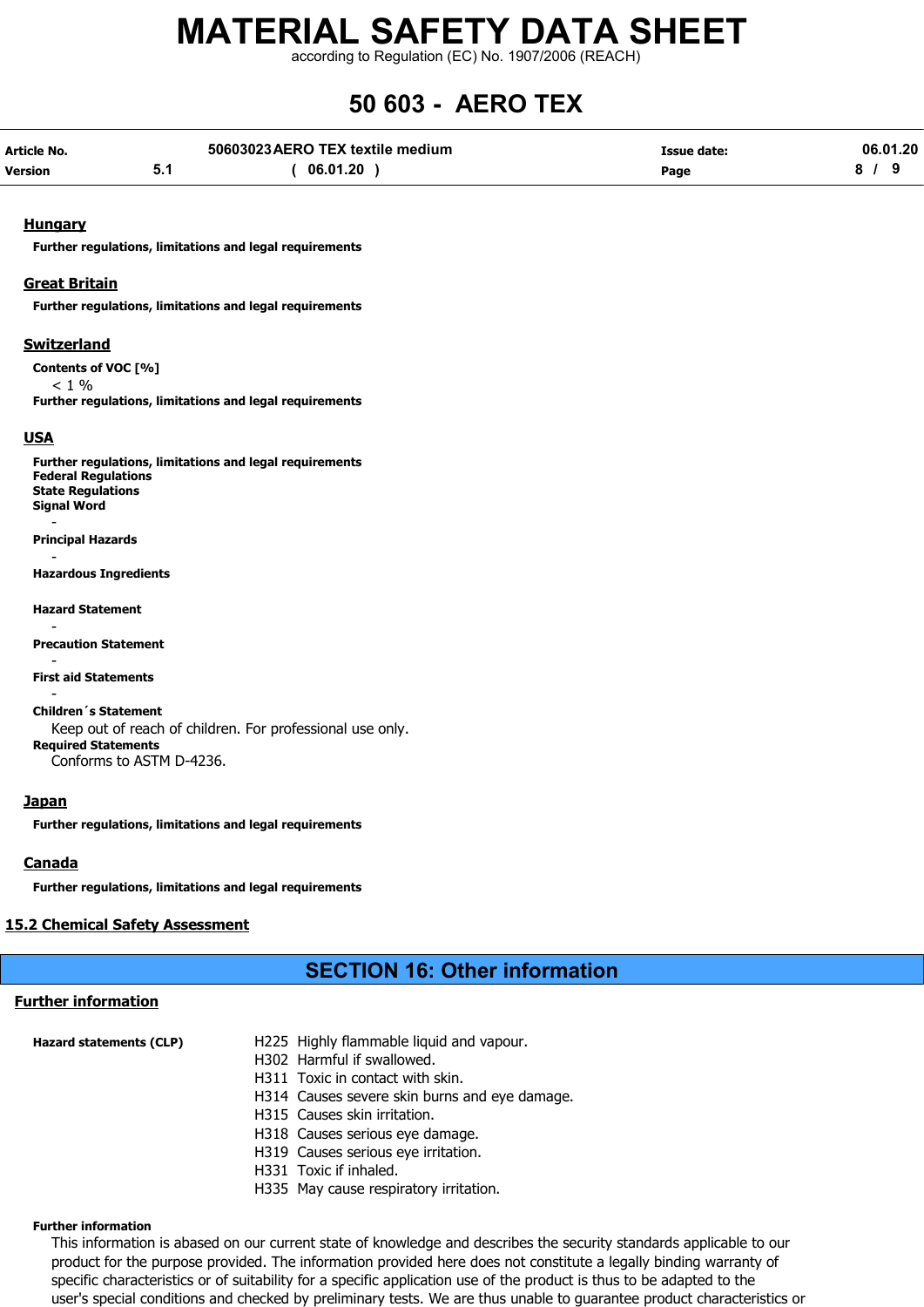### Hungary

**Further regulations, limitations and legal requirements**

### Great Britain

**Further regulations, limitations and legal requirements**

### Switzerland

**Contents of VOC [%]**

< 1 %

**Further regulations, limitations and legal requirements**

### USA

**Further regulations, limitations and legal requirements**
**Federal Regulations**
**State Regulations**
**Signal Word**

-

**Principal Hazards**

-

**Hazardous Ingredients**

**Hazard Statement**

-

**Precaution Statement**

-

**First aid Statements**

-

**Children´s Statement**

Keep out of reach of children. For professional use only.

**Required Statements**

Conforms to ASTM D-4236.

### Japan

**Further regulations, limitations and legal requirements**

### Canada

**Further regulations, limitations and legal requirements**

## 15.2 Chemical Safety Assessment

# SECTION 16: Other information

## Further information

**Hazard statements (CLP)**

H225 Highly flammable liquid and vapour.
H302 Harmful if swallowed.
H311 Toxic in contact with skin.
H314 Causes severe skin burns and eye damage.
H315 Causes skin irritation.
H318 Causes serious eye damage.
H319 Causes serious eye irritation.
H331 Toxic if inhaled.
H335 May cause respiratory irritation.

**Further information**

This information is abased on our current state of knowledge and describes the security standards applicable to our product for the purpose provided. The information provided here does not constitute a legally binding warranty of specific characteristics or of suitability for a specific application use of the product is thus to be adapted to the user's special conditions and checked by preliminary tests. We are thus unable to guarantee product characteristics or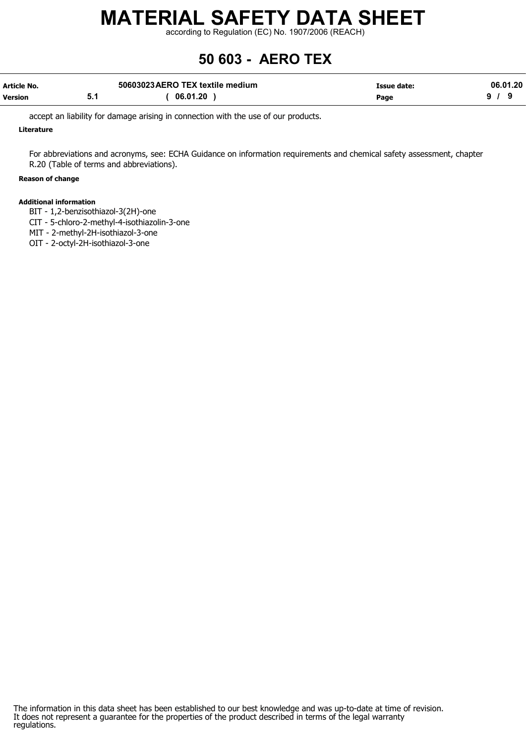accept an liability for damage arising in connection with the use of our products.

**Literature**

For abbreviations and acronyms, see: ECHA Guidance on information requirements and chemical safety assessment, chapter R.20 (Table of terms and abbreviations).

**Reason of change**

**Additional information**

BIT - 1,2-benzisothiazol-3(2H)-one
CIT - 5-chloro-2-methyl-4-isothiazolin-3-one
MIT - 2-methyl-2H-isothiazol-3-one
OIT - 2-octyl-2H-isothiazol-3-one

The information in this data sheet has been established to our best knowledge and was up-to-date at time of revision. It does not represent a guarantee for the properties of the product described in terms of the legal warranty regulations.